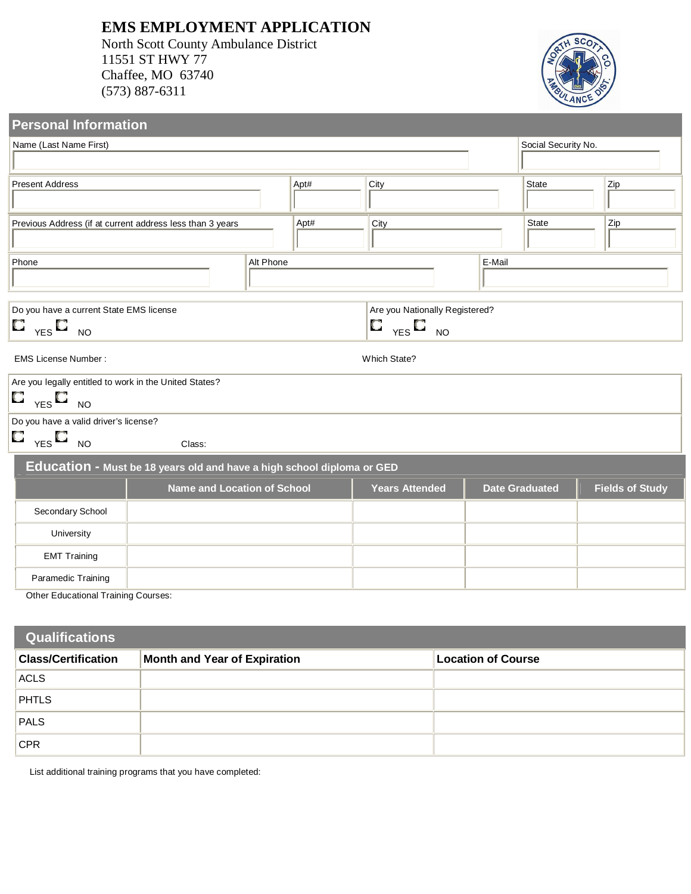# EMS EMPLOYMENT APPLICATION

North Scott County Ambulance District
11551 ST HWY 77
Chaffee, MO 63740
(573) 887-6311

## Personal Information

| Name (Last Name First) | Social Security No. |
|---|---|
| | |

| Present Address | Apt# | City | State | Zip |
|---|---|---|---|---|
| | | | | |

| Previous Address (if at current address less than 3 years | Apt# | City | State | Zip |
|---|---|---|---|---|
| | | | | |

| Phone | Alt Phone | E-Mail |
|---|---|---|
| | | |

Do you have a current State EMS license
☐ YES ☐ NO

Are you Nationally Registered?
☐ YES ☐ NO

EMS License Number :

Which State?

Are you legally entitled to work in the United States?
☐ YES ☐ NO

Do you have a valid driver's license?
☐ YES ☐ NO Class:

## Education - Must be 18 years old and have a high school diploma or GED

| | Name and Location of School | Years Attended | Date Graduated | Fields of Study |
|---|---|---|---|---|
| Secondary School | | | | |
| University | | | | |
| EMT Training | | | | |
| Paramedic Training | | | | |

Other Educational Training Courses:

## Qualifications

| Class/Certification | Month and Year of Expiration | Location of Course |
|---|---|---|
| ACLS | | |
| PHTLS | | |
| PALS | | |
| CPR | | |

List additional training programs that you have completed: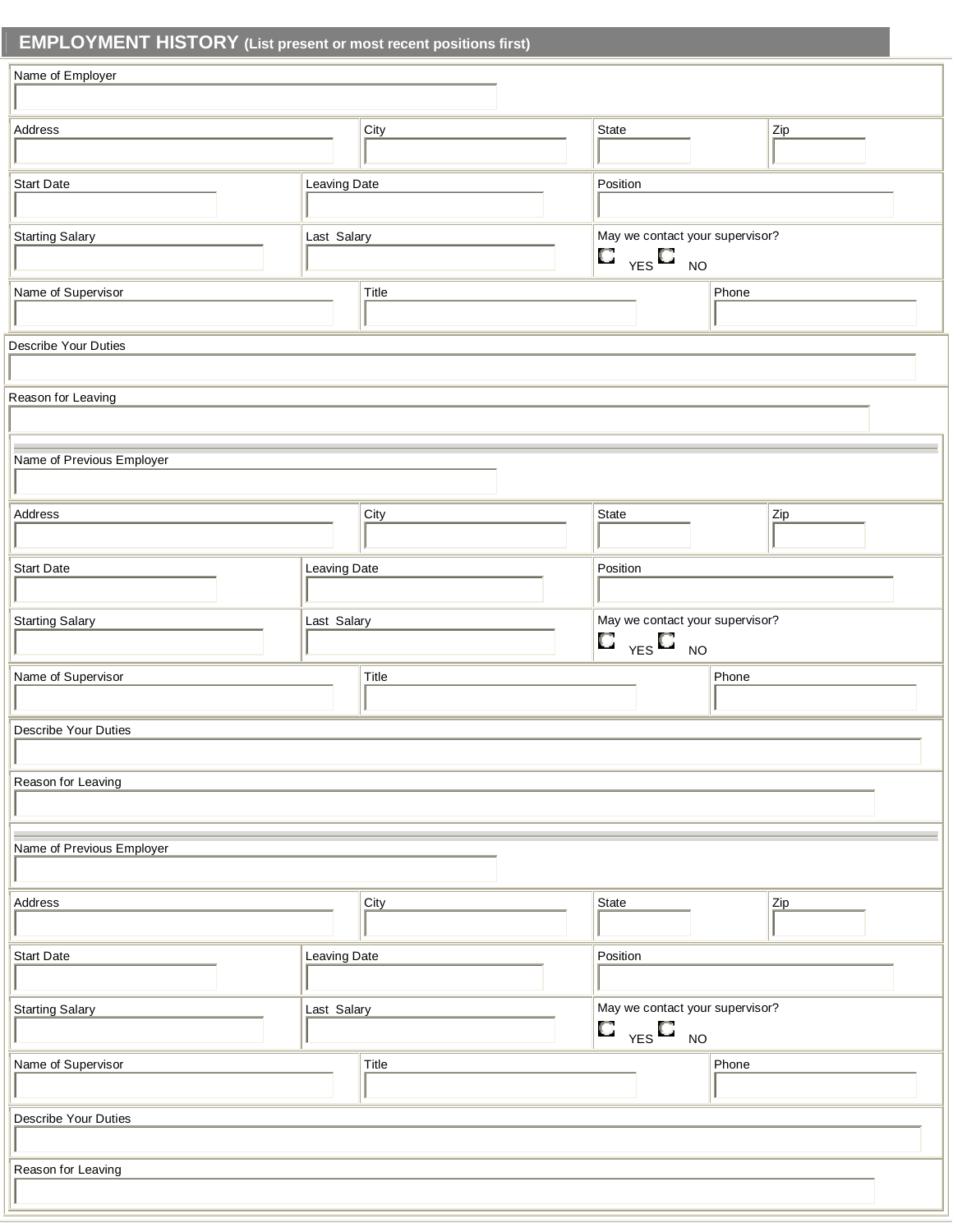## EMPLOYMENT HISTORY (List present or most recent positions first)

Name of Employer

| Address | City | State | Zip |
| --- | --- | --- | --- |
| | | | |

| Start Date | Leaving Date | Position |
| --- | --- | --- |
| | | |

| Starting Salary | Last Salary | May we contact your supervisor? |
| --- | --- | --- |
| | | YES NO |

| Name of Supervisor | Title | Phone |
| --- | --- | --- |
| | | |

Describe Your Duties

Reason for Leaving

---

Name of Previous Employer

| Address | City | State | Zip |
| --- | --- | --- | --- |
| | | | |

| Start Date | Leaving Date | Position |
| --- | --- | --- |
| | | |

| Starting Salary | Last Salary | May we contact your supervisor? |
| --- | --- | --- |
| | | YES NO |

| Name of Supervisor | Title | Phone |
| --- | --- | --- |
| | | |

Describe Your Duties

Reason for Leaving

---

Name of Previous Employer

| Address | City | State | Zip |
| --- | --- | --- | --- |
| | | | |

| Start Date | Leaving Date | Position |
| --- | --- | --- |
| | | |

| Starting Salary | Last Salary | May we contact your supervisor? |
| --- | --- | --- |
| | | YES NO |

| Name of Supervisor | Title | Phone |
| --- | --- | --- |
| | | |

Describe Your Duties

Reason for Leaving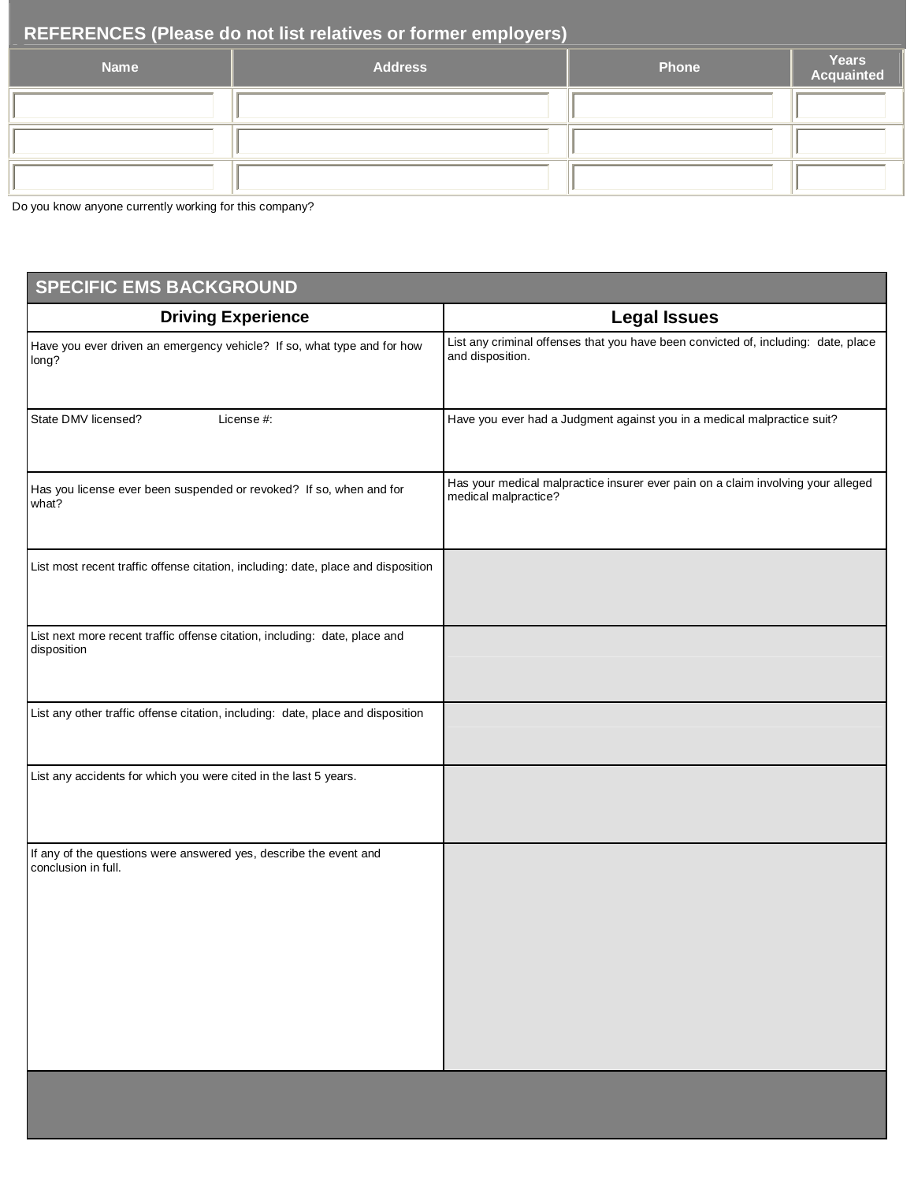## REFERENCES (Please do not list relatives or former employers)

| Name | Address | Phone | Years Acquainted |
|---|---|---|---|
| | | | |
| | | | |
| | | | |

Do you know anyone currently working for this company?

## SPECIFIC EMS BACKGROUND

| Driving Experience | Legal Issues |
|---|---|
| Have you ever driven an emergency vehicle? If so, what type and for how long? | List any criminal offenses that you have been convicted of, including: date, place and disposition. |
| State DMV licensed? License #: | Have you ever had a Judgment against you in a medical malpractice suit? |
| Has you license ever been suspended or revoked? If so, when and for what? | Has your medical malpractice insurer ever pain on a claim involving your alleged medical malpractice? |
| List most recent traffic offense citation, including: date, place and disposition | |
| List next more recent traffic offense citation, including: date, place and disposition | |
| List any other traffic offense citation, including: date, place and disposition | |
| List any accidents for which you were cited in the last 5 years. | |
| If any of the questions were answered yes, describe the event and conclusion in full. | |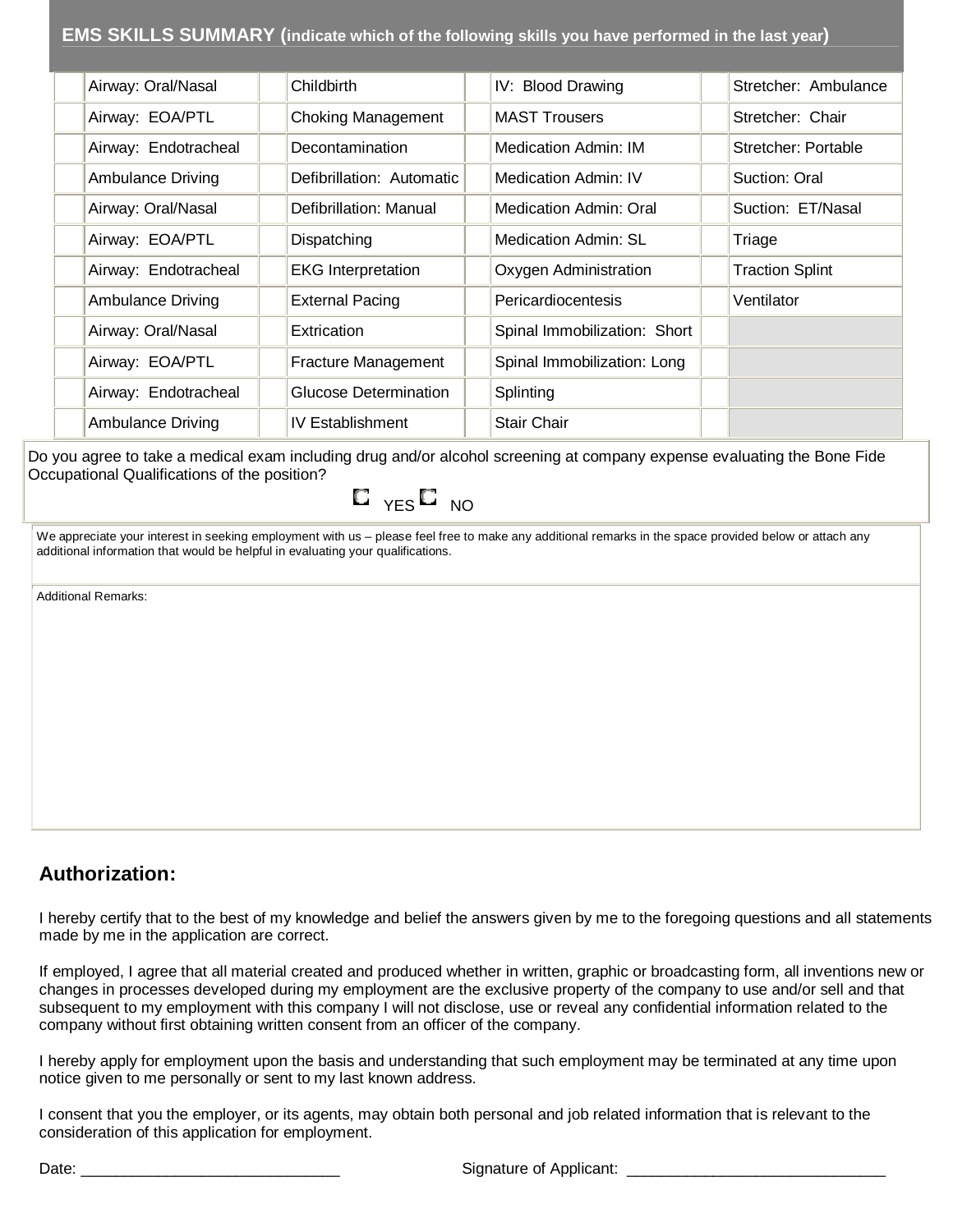## EMS SKILLS SUMMARY (indicate which of the following skills you have performed in the last year)

| | | | | | | | |
|---|---|---|---|---|---|---|---|
| | Airway: Oral/Nasal | | Childbirth | | IV: Blood Drawing | | Stretcher: Ambulance |
| | Airway: EOA/PTL | | Choking Management | | MAST Trousers | | Stretcher: Chair |
| | Airway: Endotracheal | | Decontamination | | Medication Admin: IM | | Stretcher: Portable |
| | Ambulance Driving | | Defibrillation: Automatic | | Medication Admin: IV | | Suction: Oral |
| | Airway: Oral/Nasal | | Defibrillation: Manual | | Medication Admin: Oral | | Suction: ET/Nasal |
| | Airway: EOA/PTL | | Dispatching | | Medication Admin: SL | | Triage |
| | Airway: Endotracheal | | EKG Interpretation | | Oxygen Administration | | Traction Splint |
| | Ambulance Driving | | External Pacing | | Pericardiocentesis | | Ventilator |
| | Airway: Oral/Nasal | | Extrication | | Spinal Immobilization: Short | | |
| | Airway: EOA/PTL | | Fracture Management | | Spinal Immobilization: Long | | |
| | Airway: Endotracheal | | Glucose Determination | | Splinting | | |
| | Ambulance Driving | | IV Establishment | | Stair Chair | | |

Do you agree to take a medical exam including drug and/or alcohol screening at company expense evaluating the Bone Fide Occupational Qualifications of the position?

☐ YES ☐ NO

We appreciate your interest in seeking employment with us – please feel free to make any additional remarks in the space provided below or attach any additional information that would be helpful in evaluating your qualifications.

Additional Remarks:

## Authorization:

I hereby certify that to the best of my knowledge and belief the answers given by me to the foregoing questions and all statements made by me in the application are correct.

If employed, I agree that all material created and produced whether in written, graphic or broadcasting form, all inventions new or changes in processes developed during my employment are the exclusive property of the company to use and/or sell and that subsequent to my employment with this company I will not disclose, use or reveal any confidential information related to the company without first obtaining written consent from an officer of the company.

I hereby apply for employment upon the basis and understanding that such employment may be terminated at any time upon notice given to me personally or sent to my last known address.

I consent that you the employer, or its agents, may obtain both personal and job related information that is relevant to the consideration of this application for employment.

Date: ______________________________ Signature of Applicant: ______________________________